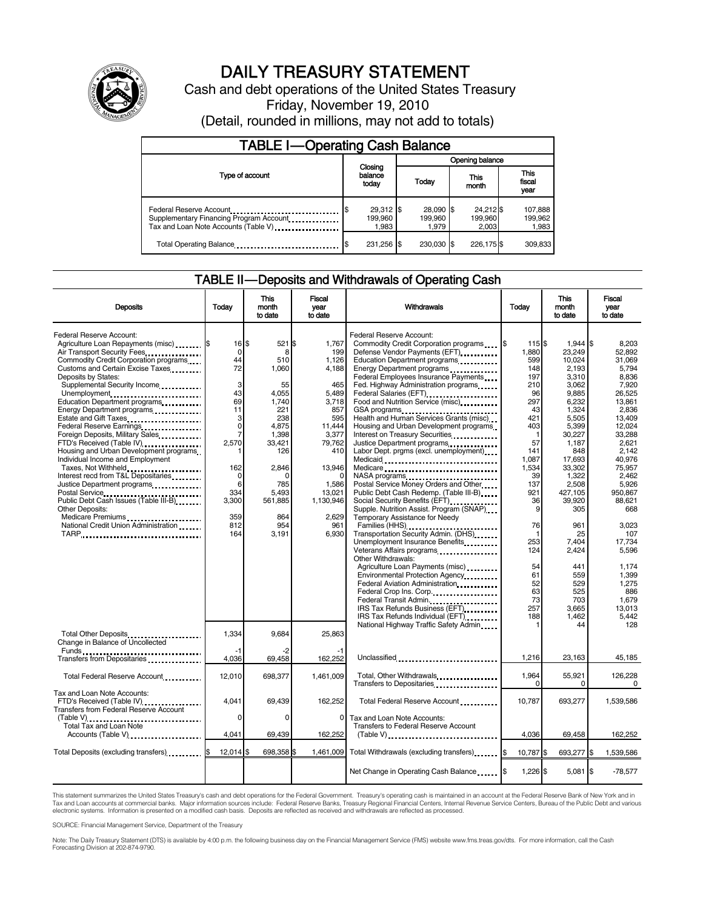# DAILY TREASURY STATEMENT

Cash and debt operations of the United States Treasury

Friday, November 19, 2010

(Detail, rounded in millions, may not add to totals)

## TABLE I—Operating Cash Balance

| Type of account | Closing balance today | Opening balance Today | Opening balance This month | Opening balance This fiscal year |
|---|---|---|---|---|
| Federal Reserve Account | $ 29,312 | $ 28,090 | $ 24,212 | $ 107,888 |
| Supplementary Financing Program Account | 199,960 | 199,960 | 199,960 | 199,962 |
| Tax and Loan Note Accounts (Table V) | 1,983 | 1,979 | 2,003 | 1,983 |
| Total Operating Balance | $ 231,256 | $ 230,030 | $ 226,175 | $ 309,833 |

## TABLE II—Deposits and Withdrawals of Operating Cash

| Deposits | Today | This month to date | Fiscal year to date |
|---|---|---|---|
| Federal Reserve Account: | | | |
| Agriculture Loan Repayments (misc) | $ 16 | $ 521 | $ 1,767 |
| Air Transport Security Fees | 0 | 8 | 199 |
| Commodity Credit Corporation programs | 44 | 510 | 1,126 |
| Customs and Certain Excise Taxes | 72 | 1,060 | 4,188 |
| Deposits by States: | | | |
| Supplemental Security Income | 3 | 55 | 465 |
| Unemployment | 43 | 4,055 | 5,489 |
| Education Department programs | 69 | 1,740 | 3,718 |
| Energy Department programs | 11 | 221 | 857 |
| Estate and Gift Taxes | 3 | 238 | 595 |
| Federal Reserve Earnings | 0 | 4,875 | 11,444 |
| Foreign Deposits, Military Sales | 7 | 1,398 | 3,377 |
| FTD's Received (Table IV) | 2,570 | 33,421 | 79,762 |
| Housing and Urban Development programs | 1 | 126 | 410 |
| Individual Income and Employment Taxes, Not Withheld | 162 | 2,846 | 13,946 |
| Interest recd from T&L Depositaries | 0 | 0 | 0 |
| Justice Department programs | 6 | 785 | 1,586 |
| Postal Service | 334 | 5,493 | 13,021 |
| Public Debt Cash Issues (Table III-B) | 3,300 | 561,885 | 1,130,946 |
| Other Deposits: | | | |
| Medicare Premiums | 359 | 864 | 2,629 |
| National Credit Union Administration | 812 | 954 | 961 |
| TARP | 164 | 3,191 | 6,930 |
| Total Other Deposits | 1,334 | 9,684 | 25,863 |
| Change in Balance of Uncollected Funds | -1 | -2 | -1 |
| Transfers from Depositaries | 4,036 | 69,458 | 162,252 |
| Total Federal Reserve Account | 12,010 | 698,377 | 1,461,009 |
| Tax and Loan Note Accounts: | | | |
| FTD's Received (Table IV) | 4,041 | 69,439 | 162,252 |
| Transfers from Federal Reserve Account (Table V) | 0 | 0 | 0 |
| Total Tax and Loan Note Accounts (Table V) | 4,041 | 69,439 | 162,252 |
| Total Deposits (excluding transfers) | $ 12,014 | $ 698,358 | $ 1,461,009 |

| Withdrawals | Today | This month to date | Fiscal year to date |
|---|---|---|---|
| Federal Reserve Account: | | | |
| Commodity Credit Corporation programs | $ 115 | $ 1,944 | $ 8,203 |
| Defense Vendor Payments (EFT) | 1,880 | 23,249 | 52,892 |
| Education Department programs | 599 | 10,024 | 31,069 |
| Energy Department programs | 148 | 2,193 | 5,794 |
| Federal Employees Insurance Payments | 197 | 3,310 | 8,836 |
| Fed. Highway Administration programs | 210 | 3,062 | 7,920 |
| Federal Salaries (EFT) | 96 | 9,885 | 26,525 |
| Food and Nutrition Service (misc) | 297 | 6,232 | 13,861 |
| GSA programs | 43 | 1,324 | 2,836 |
| Health and Human Services Grants (misc) | 421 | 5,505 | 13,409 |
| Housing and Urban Development programs | 403 | 5,399 | 12,024 |
| Interest on Treasury Securities | 1 | 30,227 | 33,288 |
| Justice Department programs | 57 | 1,187 | 2,621 |
| Labor Dept. prgms (excl. unemployment) | 141 | 848 | 2,142 |
| Medicaid | 1,087 | 17,693 | 40,976 |
| Medicare | 1,534 | 33,302 | 75,957 |
| NASA programs | 39 | 1,322 | 2,462 |
| Postal Service Money Orders and Other | 137 | 2,508 | 5,926 |
| Public Debt Cash Redemp. (Table III-B) | 921 | 427,105 | 950,867 |
| Social Security Benefits (EFT) | 36 | 39,920 | 88,621 |
| Supple. Nutrition Assist. Program (SNAP) | 9 | 305 | 668 |
| Temporary Assistance for Needy Families (HHS) | 76 | 961 | 3,023 |
| Transportation Security Admin. (DHS) | 1 | 25 | 107 |
| Unemployment Insurance Benefits | 253 | 7,404 | 17,734 |
| Veterans Affairs programs | 124 | 2,424 | 5,596 |
| Other Withdrawals: | | | |
| Agriculture Loan Payments (misc) | 54 | 441 | 1,174 |
| Environmental Protection Agency | 61 | 559 | 1,399 |
| Federal Aviation Administration | 52 | 529 | 1,275 |
| Federal Crop Ins. Corp. | 63 | 525 | 886 |
| Federal Transit Admin. | 73 | 703 | 1,679 |
| IRS Tax Refunds Business (EFT) | 257 | 3,665 | 13,013 |
| IRS Tax Refunds Individual (EFT) | 188 | 1,462 | 5,442 |
| National Highway Traffic Safety Admin | 1 | 44 | 128 |
| Unclassified | 1,216 | 23,163 | 45,185 |
| Total, Other Withdrawals | 1,964 | 55,921 | 126,228 |
| Transfers to Depositaries | 0 | 0 | 0 |
| Total Federal Reserve Account | 10,787 | 693,277 | 1,539,586 |
| Tax and Loan Note Accounts: | | | |
| Transfers to Federal Reserve Account (Table V) | 4,036 | 69,458 | 162,252 |
| Total Withdrawals (excluding transfers) | $ 10,787 | $ 693,277 | $ 1,539,586 |
| Net Change in Operating Cash Balance | $ 1,226 | $ 5,081 | $ -78,577 |

This statement summarizes the United States Treasury's cash and debt operations for the Federal Government. Treasury's operating cash is maintained in an account at the Federal Reserve Bank of New York and in Tax and Loan accounts at commercial banks. Major information sources include: Federal Reserve Banks, Treasury Regional Financial Centers, Internal Revenue Service Centers, Bureau of the Public Debt and various electronic systems. Information is presented on a modified cash basis. Deposits are reflected as received and withdrawals are reflected as processed.

SOURCE: Financial Management Service, Department of the Treasury

Note: The Daily Treasury Statement (DTS) is available by 4:00 p.m. the following business day on the Financial Management Service (FMS) website www.fms.treas.gov/dts. For more information, call the Cash Forecasting Division at 202-874-9790.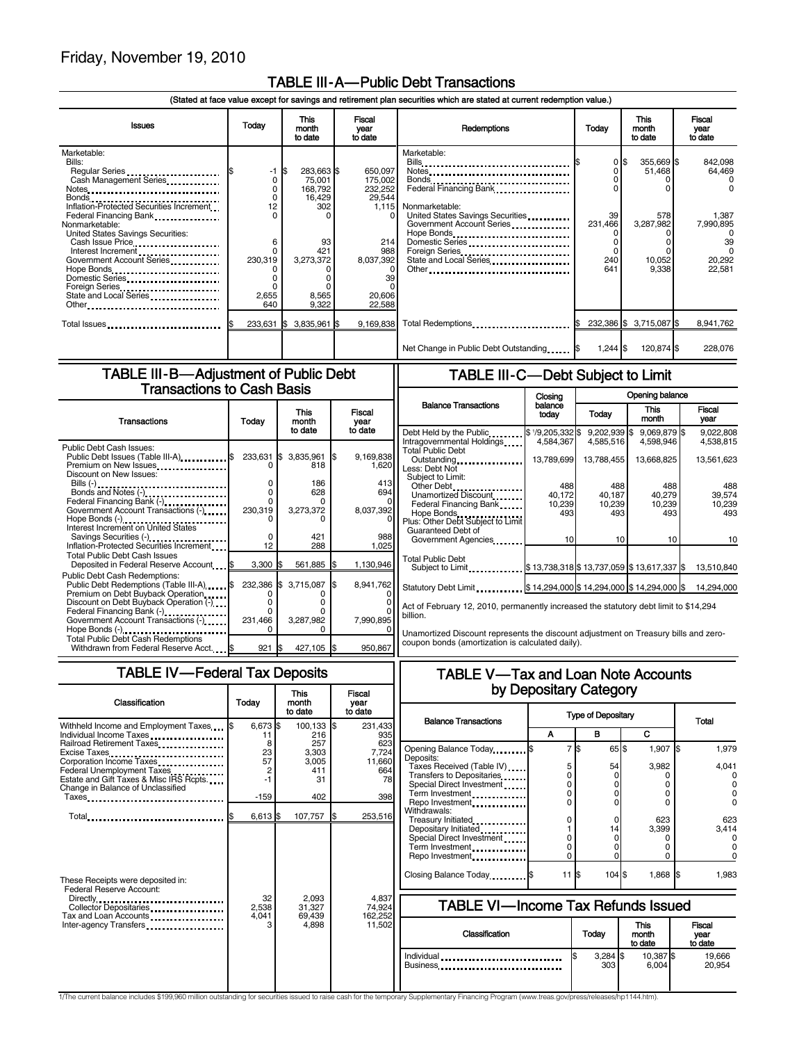Friday, November 19, 2010

## TABLE III-A—Public Debt Transactions

(Stated at face value except for savings and retirement plan securities which are stated at current redemption value.)

| Issues | Today | This month to date | Fiscal year to date |
|---|---|---|---|
| Marketable: | | | |
| Bills: | | | |
| Regular Series | $ -1 | $ 283,663 | $ 650,097 |
| Cash Management Series | 0 | 75,001 | 175,002 |
| Notes | 0 | 168,792 | 232,252 |
| Bonds | 0 | 16,429 | 29,544 |
| Inflation-Protected Securities Increment | 12 | 302 | 1,115 |
| Federal Financing Bank | 0 | 0 | 0 |
| Nonmarketable: | | | |
| United States Savings Securities: | | | |
| Cash Issue Price | 6 | 93 | 214 |
| Interest Increment | 0 | 421 | 988 |
| Government Account Series | 230,319 | 3,273,372 | 8,037,392 |
| Hope Bonds | 0 | 0 | 0 |
| Domestic Series | 0 | 0 | 39 |
| Foreign Series | 0 | 0 | 0 |
| State and Local Series | 2,655 | 8,565 | 20,606 |
| Other | 640 | 9,322 | 22,588 |
| Total Issues | $ 233,631 | $ 3,835,961 | $ 9,169,838 |

| Redemptions | Today | This month to date | Fiscal year to date |
|---|---|---|---|
| Marketable: | | | |
| Bills | $ 0 | $ 355,669 | $ 842,098 |
| Notes | 0 | 51,468 | 64,469 |
| Bonds | 0 | 0 | 0 |
| Federal Financing Bank | 0 | 0 | 0 |
| Nonmarketable: | | | |
| United States Savings Securities | 39 | 578 | 1,387 |
| Government Account Series | 231,466 | 3,287,982 | 7,990,895 |
| Hope Bonds | 0 | 0 | 0 |
| Domestic Series | 0 | 0 | 39 |
| Foreign Series | 0 | 0 | 0 |
| State and Local Series | 240 | 10,052 | 20,292 |
| Other | 641 | 9,338 | 22,581 |
| Total Redemptions | $ 232,386 | $ 3,715,087 | $ 8,941,762 |
| Net Change in Public Debt Outstanding | $ 1,244 | $ 120,874 | $ 228,076 |

## TABLE III-B—Adjustment of Public Debt Transactions to Cash Basis

| Transactions | Today | This month to date | Fiscal year to date |
|---|---|---|---|
| Public Debt Cash Issues: | | | |
| Public Debt Issues (Table III-A) | $ 233,631 | $ 3,835,961 | $ 9,169,838 |
| Premium on New Issues | 0 | 818 | 1,620 |
| Discount on New Issues: | | | |
| Bills (-) | 0 | 186 | 413 |
| Bonds and Notes (-) | 0 | 628 | 694 |
| Federal Financing Bank (-) | 0 | 0 | 0 |
| Government Account Transactions (-) | 230,319 | 3,273,372 | 8,037,392 |
| Hope Bonds (-) | 0 | 0 | 0 |
| Interest Increment on United States Savings Securities (-) | 0 | 421 | 988 |
| Inflation-Protected Securities Increment | 12 | 288 | 1,025 |
| Total Public Debt Cash Issues Deposited in Federal Reserve Account | $ 3,300 | $ 561,885 | $ 1,130,946 |
| Public Debt Cash Redemptions: | | | |
| Public Debt Redemptions (Table III-A) | $ 232,386 | $ 3,715,087 | $ 8,941,762 |
| Premium on Debt Buyback Operation | 0 | 0 | 0 |
| Discount on Debt Buyback Operation (-) | 0 | 0 | 0 |
| Federal Financing Bank (-) | 0 | 0 | 0 |
| Government Account Transactions (-) | 231,466 | 3,287,982 | 7,990,895 |
| Hope Bonds (-) | 0 | 0 | 0 |
| Total Public Debt Cash Redemptions Withdrawn from Federal Reserve Acct. | $ 921 | $ 427,105 | $ 950,867 |

## TABLE III-C—Debt Subject to Limit

| Balance Transactions | Closing balance today | Opening balance Today | Opening balance This month | Opening balance Fiscal year |
|---|---|---|---|---|
| Debt Held by the Public | $ [1]9,205,332 | $ 9,202,939 | $ 9,069,879 | $ 9,022,808 |
| Intragovernmental Holdings | 4,584,367 | 4,585,516 | 4,598,946 | 4,538,815 |
| Total Public Debt Outstanding | 13,789,699 | 13,788,455 | 13,668,825 | 13,561,623 |
| Less: Debt Not Subject to Limit: | | | | |
| Other Debt | 488 | 488 | 488 | 488 |
| Unamortized Discount | 40,172 | 40,187 | 40,279 | 39,574 |
| Federal Financing Bank | 10,239 | 10,239 | 10,239 | 10,239 |
| Hope Bonds | 493 | 493 | 493 | 493 |
| Plus: Other Debt Subject to Limit | | | | |
| Guaranteed Debt of Government Agencies | 10 | 10 | 10 | 10 |
| Total Public Debt Subject to Limit | $ 13,738,318 | $ 13,737,059 | $ 13,617,337 | $ 13,510,840 |
| Statutory Debt Limit | $ 14,294,000 | $ 14,294,000 | $ 14,294,000 | $ 14,294,000 |

Act of February 12, 2010, permanently increased the statutory debt limit to $14,294 billion.

Unamortized Discount represents the discount adjustment on Treasury bills and zero-coupon bonds (amortization is calculated daily).

## TABLE IV—Federal Tax Deposits

| Classification | Today | This month to date | Fiscal year to date |
|---|---|---|---|
| Withheld Income and Employment Taxes | $ 6,673 | $ 100,133 | $ 231,433 |
| Individual Income Taxes | 11 | 216 | 935 |
| Railroad Retirement Taxes | 8 | 257 | 623 |
| Excise Taxes | 23 | 3,303 | 7,724 |
| Corporation Income Taxes | 57 | 3,005 | 11,660 |
| Federal Unemployment Taxes | 2 | 411 | 664 |
| Estate and Gift Taxes & Misc IRS Rcpts. | -1 | 31 | 78 |
| Change in Balance of Unclassified Taxes | -159 | 402 | 398 |
| Total | $ 6,613 | $ 107,757 | $ 253,516 |
| These Receipts were deposited in: | | | |
| Federal Reserve Account: | | | |
| Directly | 32 | 2,093 | 4,837 |
| Collector Depositaries | 2,538 | 31,327 | 74,924 |
| Tax and Loan Accounts | 4,041 | 69,439 | 162,252 |
| Inter-agency Transfers | 3 | 4,898 | 11,502 |

## TABLE V—Tax and Loan Note Accounts by Depositary Category

| Balance Transactions | Type of Depositary A | Type of Depositary B | Type of Depositary C | Total |
|---|---|---|---|---|
| Opening Balance Today | $ 7 | $ 65 | $ 1,907 | $ 1,979 |
| Deposits: | | | | |
| Taxes Received (Table IV) | 5 | 54 | 3,982 | 4,041 |
| Transfers to Depositaries | 0 | 0 | 0 | 0 |
| Special Direct Investment | 0 | 0 | 0 | 0 |
| Term Investment | 0 | 0 | 0 | 0 |
| Repo Investment | 0 | 0 | 0 | 0 |
| Withdrawals: | | | | |
| Treasury Initiated | 0 | 0 | 623 | 623 |
| Depositary Initiated | 1 | 14 | 3,399 | 3,414 |
| Special Direct Investment | 0 | 0 | 0 | 0 |
| Term Investment | 0 | 0 | 0 | 0 |
| Repo Investment | 0 | 0 | 0 | 0 |
| Closing Balance Today | $ 11 | $ 104 | $ 1,868 | $ 1,983 |

## TABLE VI—Income Tax Refunds Issued

| Classification | Today | This month to date | Fiscal year to date |
|---|---|---|---|
| Individual | $ 3,284 | $ 10,387 | $ 19,666 |
| Business | 303 | 6,004 | 20,954 |

1/The current balance includes $199,960 million outstanding for securities issued to raise cash for the temporary Supplementary Financing Program (www.treas.gov/press/releases/hp1144.htm).